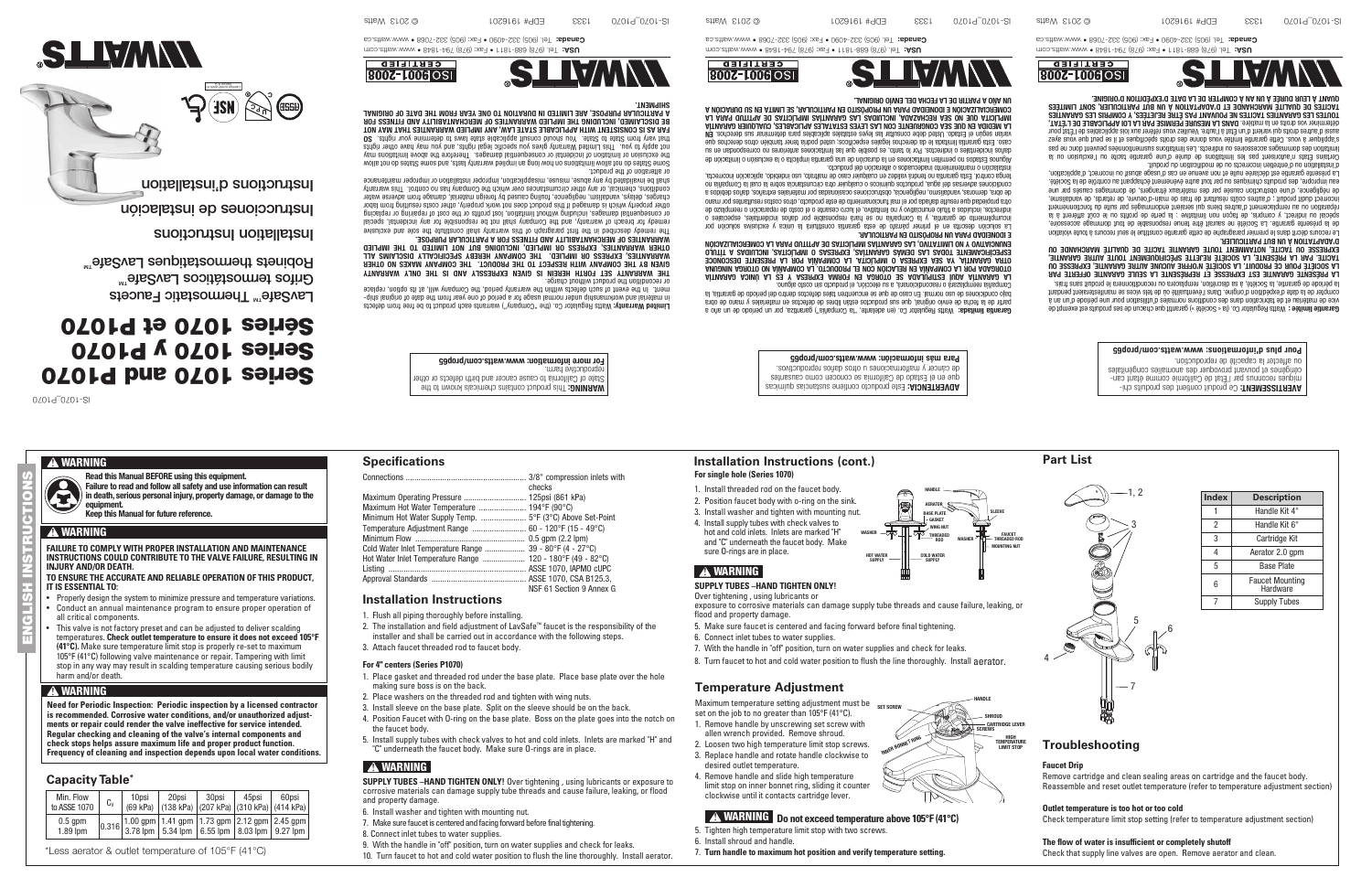# Series 1070 and P1070
# Series 1070 y P1070
# Séries 1070 et P1070

LavSafe™ Thermostatic Faucets

Grifos termostáticos LavSafe™

Robinets thermostatiques LavSafe™

Installation Instructions

Instrucciones de instalación

Instructions d'installation

---

## ⚠ WARNING

**Read this Manual BEFORE using this equipment.**
**Failure to read and follow all safety and use information can result in death, serious personal injury, property damage, or damage to the equipment.**
**Keep this Manual for future reference.**

## ⚠ WARNING

**FAILURE TO COMPLY WITH PROPER INSTALLATION AND MAINTENANCE INSTRUCTIONS COULD CONTRIBUTE TO THE VALVE FAILURE, RESULTING IN INJURY AND/OR DEATH.**

**TO ENSURE THE ACCURATE AND RELIABLE OPERATION OF THIS PRODUCT, IT IS ESSENTIAL TO:**

- Properly design the system to minimize pressure and temperature variations.
- Conduct an annual maintenance program to ensure proper operation of all critical components.
- This valve is not factory preset and can be adjusted to deliver scalding temperatures. **Check outlet temperature to ensure it does not exceed 105°F (41°C).** Make sure temperature limit stop is properly re-set to maximum 105°F (41°C) following valve maintenance or repair. Tampering with limit stop in any way may result in scalding temperature causing serious bodily harm and/or death.

## ⚠ WARNING

**Need for Periodic Inspection: Periodic inspection by a licensed contractor is recommended. Corrosive water conditions, and/or unauthorized adjustments or repair could render the valve ineffective for service intended. Regular checking and cleaning of the valve's internal components and check stops helps assure maximum life and proper product function. Frequency of cleaning and inspection depends upon local water conditions.**

## Capacity Table*

| Min. Flow to ASSE 1070 | $C_V$ | 10psi (69 kPa) | 20psi (138 kPa) | 30psi (207 kPa) | 45psi (310 kPa) | 60psi (414 kPa) |
|---|---|---|---|---|---|---|
| 0.5 gpm 1.89 lpm | 0.316 | 1.00 gpm 3.78 lpm | 1.41 gpm 5.34 lpm | 1.73 gpm 6.55 lpm | 2.12 gpm 8.03 lpm | 2.45 gpm 9.27 lpm |

*Less aerator & outlet temperature of 105°F (41°C)

## Specifications

| | |
|---|---|
| Connections | 3/8" compression inlets with checks |
| Maximum Operating Pressure | 125psi (861 kPa) |
| Maximum Hot Water Temperature | 194°F (90°C) |
| Minimum Hot Water Supply Temp. | 5°F (3°C) Above Set-Point |
| Temperature Adjustment Range | 60 - 120°F (15 - 49°C) |
| Minimum Flow | 0.5 gpm (2.2 lpm) |
| Cold Water Inlet Temperature Range | 39 - 80°F (4 - 27°C) |
| Hot Water Inlet Temperature Range | 120 - 180°F (49 - 82°C) |
| Listing | ASSE 1070, IAPMO cUPC |
| Approval Standards | ASSE 1070, CSA B125.3, NSF 61 Section 9 Annex G |

## Installation Instructions

1. Flush all piping thoroughly before installing.
2. The installation and field adjustment of LavSafe™ faucet is the responsibility of the installer and shall be carried out in accordance with the following steps.
3. Attach faucet threaded rod to faucet body.

**For 4" centers (Series P1070)**

1. Place gasket and threaded rod under the base plate. Place base plate over the hole making sure boss is on the back.
2. Place washers on the threaded rod and tighten with wing nuts.
3. Install sleeve on the base plate. Split on the sleeve should be on the back.
4. Position Faucet with O-ring on the base plate. Boss on the plate goes into the notch on the faucet body.
5. Install supply tubes with check valves to hot and cold inlets. Inlets are marked "H" and "C" underneath the faucet body. Make sure O-rings are in place.

## ⚠ WARNING

**SUPPLY TUBES –HAND TIGHTEN ONLY!** Over tightening , using lubricants or exposure to corrosive materials can damage supply tube threads and cause failure, leaking, or flood and property damage.

6. Install washer and tighten with mounting nut.
7. Make sure faucet is centered and facing forward before final tightening.
8. Connect inlet tubes to water supplies.
9. With the handle in "off" position, turn on water supplies and check for leaks.
10. Turn faucet to hot and cold water position to flush the line thoroughly. Install aerator.

## Installation Instructions (cont.)

**For single hole (Series 1070)**

1. Install threaded rod on the faucet body.
2. Position faucet body with o-ring on the sink.
3. Install washer and tighten with mounting nut.
4. Install supply tubes with check valves to hot and cold inlets. Inlets are marked "H" and "C" underneath the faucet body. Make sure O-rings are in place.

## ⚠ WARNING

**SUPPLY TUBES –HAND TIGHTEN ONLY!**
Over tightening , using lubricants or exposure to corrosive materials can damage supply tube threads and cause failure, leaking, or flood and property damage.

5. Make sure faucet is centered and facing forward before final tightening.
6. Connect inlet tubes to water supplies.
7. With the handle in "off" position, turn on water supplies and check for leaks.
8. Turn faucet to hot and cold water position to flush the line thoroughly. Install aerator.

## Temperature Adjustment

Maximum temperature setting adjustment must be set on the job to no greater than 105°F (41°C).

1. Remove handle by unscrewing set screw with allen wrench provided. Remove shroud.
2. Loosen two high temperature limit stop screws.
3. Replace handle and rotate handle clockwise to desired outlet temperature.
4. Remove handle and slide high temperature limit stop on inner bonnet ring, sliding it counter clockwise until it contacts cartridge lever.

## ⚠ WARNING Do not exceed temperature above 105°F (41°C)

5. Tighten high temperature limit stop with two screws.
6. Install shroud and handle.
7. **Turn handle to maximum hot position and verify temperature setting.**

## Part List

| Index | Description |
|---|---|
| 1 | Handle Kit 4" |
| 2 | Handle Kit 6" |
| 3 | Cartridge Kit |
| 4 | Aerator 2.0 gpm |
| 5 | Base Plate |
| 6 | Faucet Mounting Hardware |
| 7 | Supply Tubes |

## Troubleshooting

**Faucet Drip**

Remove cartridge and clean sealing areas on cartridge and the faucet body. Reassemble and reset outlet temperature (refer to temperature adjustment section)

**Outlet temperature is too hot or too cold**

Check temperature limit stop setting (refer to temperature adjustment section)

**The flow of water is insufficient or completely shutoff**

Check that supply line valves are open. Remove aerator and clean.

---

**WARNING:** This product contains chemicals known to the State of California to cause cancer and birth defects or other reproductive harm.
**For more information: www.watts.com/prop65**

**Limited Warranty:** Watts Regulator Co. (the "Company") warrants each product to be free from defects in material and workmanship under normal usage for a period of one year from the date of original shipment. In the event of such defects within the warranty period, the Company will, at its option, replace or recondition the product without charge.

**THE WARRANTY SET FORTH HEREIN IS GIVEN EXPRESSLY AND IS THE ONLY WARRANTY GIVEN BY THE COMPANY WITH RESPECT TO THE PRODUCT. THE COMPANY MAKES NO OTHER WARRANTIES, EXPRESS OR IMPLIED. THE COMPANY HEREBY SPECIFICALLY DISCLAIMS ALL OTHER WARRANTIES, EXPRESS OR IMPLIED, INCLUDING BUT NOT LIMITED TO THE IMPLIED WARRANTIES OF MERCHANTABILITY AND FITNESS FOR A PARTICULAR PURPOSE.**

The remedy described in the first paragraph of this warranty shall constitute the sole and exclusive remedy for breach of warranty, and the Company shall not be responsible for any incidental, special or consequential damages, including without limitation, lost profits or the cost of repairing or replacing other property which is damaged if this product does not work properly, other costs resulting from labor charges, delays, vandalism, negligence, fouling caused by foreign material, damage from adverse water conditions, chemical, or any other circumstances over which the Company has no control. This warranty shall be invalidated by any abuse, misuse, misapplication, improper installation or improper maintenance or alteration of the product.

Some States do not allow limitations on how long an implied warranty lasts, and some States do not allow the exclusion or limitation of incidental or consequential damages. Therefore the above limitations may not apply to you. This Limited Warranty gives you specific legal rights, and you may have other rights that vary from State to State. You should consult applicable state laws to determine your rights. **SO FAR AS IS CONSISTENT WITH APPLICABLE STATE LAW, ANY IMPLIED WARRANTIES THAT MAY NOT BE DISCLAIMED, INCLUDING THE IMPLIED WARRANTIES OF MERCHANTABILITY AND FITNESS FOR A PARTICULAR PURPOSE, ARE LIMITED IN DURATION TO ONE YEAR FROM THE DATE OF ORIGINAL SHIPMENT.**

**USA:** Tel: (978) 688-1811 • Fax: (978) 794-1848 • www.watts.com
**Canada:** Tel: (905) 332-4090 • Fax: (905) 332-7068 • www.watts.ca

---

**ADVERTENCIA:** Este producto contiene sustancias químicas que en el Estado de California se conocen como causantes de cáncer y malformaciones u otros daños reproductivos.
**Para más información: www.watts.com/prop65**

**Garantía limitada:** Watts Regulator Co. (en adelante, "la Compañía") garantiza, por un período de un año a partir de la fecha del envío original, que sus productos están libres de defectos en materiales y mano de obra bajo condiciones de uso normal. En caso de que se encuentren tales defectos dentro del período de garantía, la Compañía reemplazará o reacondicionará, a su elección, el producto sin cargo alguno.

**LA GARANTÍA AQUÍ ESTIPULADA SE OTORGA EN FORMA EXPRESA Y ES LA ÚNICA GARANTÍA OTORGADA POR LA COMPAÑÍA EN RELACIÓN CON EL PRODUCTO. LA COMPAÑÍA NO OTORGA NINGUNA OTRA GARANTÍA, YA SEA EXPRESA O IMPLÍCITA. LA COMPAÑÍA POR LA PRESENTE DESCONOCE ESPECÍFICAMENTE TODAS LAS DEMÁS GARANTÍAS, EXPRESAS O IMPLÍCITAS, INCLUIDAS A TÍTULO ENUNCIATIVO Y NO LIMITATIVO, LAS GARANTÍAS IMPLÍCITAS DE APTITUD PARA LA COMERCIALIZACIÓN E IDONEIDAD PARA UN PROPÓSITO EN PARTICULAR.**

La solución descrita en el primer párrafo de esta garantía constituirá la única y exclusiva solución por incumplimiento de garantía, y la Compañía no se hará responsable por daños incidentales, especiales o indirectos, incluidos a título enunciativo y no limitativo, el lucro cesante o el costo de reparación o reemplazo de otra propiedad que resulte dañada por el mal funcionamiento de este producto, otros costos resultantes por mano de obra, demoras, vandalismo, negligencia, obstrucciones ocasionadas por materiales extraños, daños debido a condiciones adversas del agua, productos químicos o cualquier otra circunstancia sobre la cual la Compañía no tenga control. Esta garantía no tendrá validez en cualquier caso de maltrato, uso indebido, aplicación incorrecta, instalación o mantenimiento inadecuados o alteración del producto.

Algunos Estados no permiten limitaciones en la duración de una garantía implícita o la exclusión o limitación de daños incidentales o indirectos. Por lo tanto, es posible que las limitaciones anteriores no correspondan en su caso. Esta garantía limitada le da derechos legales específicos; usted podría tener también otros derechos que varían según el Estado. Usted debe consultar las leyes estatales aplicables para determinar sus derechos. **EN LA MEDIDA EN QUE SEA COHERENTE CON LAS LEYES ESTATALES APLICABLES, CUALQUIER GARANTÍA IMPLÍCITA QUE NO SEA RECHAZADA, INCLUIDAS LAS GARANTÍAS IMPLÍCITAS DE APTITUD PARA LA COMERCIALIZACIÓN E IDONEIDAD PARA UN PROPÓSITO EN PARTICULAR, SE LIMITA EN SU DURACIÓN A UN AÑO A PARTIR DE LA FECHA DEL ENVÍO ORIGINAL.**

**USA:** Tel: (978) 688-1811 • Fax: (978) 794-1848 • www.watts.com
**Canada:** Tel: (905) 332-4090 • Fax: (905) 332-7068 • www.watts.ca

---

**AVERTISSEMENT :** Ce produit contient des produits chimiques reconnus par l'État de Californie comme étant cancérigènes et pouvant provoquer des anomalies congénitales ou affecter la capacité de reproduction.
**Pour plus d'informations: www.watts.com/prop65**

**Garantie limitée :** Watts Regulator Co. (la « Société ») garantit que chacun de ses produits est exempt de vice de matériau et de fabrication dans des conditions normales d'utilisation pour une période d'un an à compter de la date d'expédition d'origine. Dans l'éventualité où de tels vices se manifesteraient pendant la période de garantie, la Société, à sa discrétion, remplacera ou reconditionnera le produit sans frais.

**LA PRÉSENTE GARANTIE EST EXPRESSE ET REPRÉSENTE LA SEULE GARANTIE OFFERTE PAR LA SOCIÉTÉ POUR CE PRODUIT. LA SOCIÉTÉ N'OFFRE AUCUNE AUTRE GARANTIE, EXPRESSE OU TACITE. PAR LA PRÉSENTE, LA SOCIÉTÉ REJETTE SPÉCIFIQUEMENT TOUTE AUTRE GARANTIE, EXPRESSE OU TACITE, NOTAMMENT TOUTE GARANTIE TACITE DE QUALITÉ MARCHANDE OU D'ADAPTATION À UN BUT PARTICULIER.**

Le recours décrit dans le premier paragraphe de cette garantie constitue le seul recours à toute violation de la présente garantie. La Société ne saurait être tenue responsable de tout dommage accessoire, spécial ou indirect, y compris, de façon non limitative : la perte de profits ou le coût afférent à la réparation ou au remplacement d'autres biens qui seraient endommagés par suite du fonctionnement incorrect du produit ; d'autres coûts résultant des frais de main-d'œuvre, de retards, de vandalisme, de négligence, d'une obstruction causée par des matériaux étrangers, de dommages causés par une eau impropre, des produits chimiques ou par tout autre événement échappant au contrôle de la Société. La présente garantie est déclarée nulle et non avenue en cas d'usage abusif ou incorrect, d'application, d'installation ou d'entretien inadéquats ou de modification du produit.

Certains États n'autorisent pas les limitations de durée d'une garantie tacite ou l'exclusion ou la limitation des dommages accessoires ou indirects. Les limitations susmentionnées peuvent donc ne pas s'appliquer à vous. Cette garantie limitée vous donne des droits spécifiques et il se peut que vous ayez aussi d'autres droits qui varient d'un État à l'autre. Veuillez vous référer aux lois applicables de l'État pour déterminer vos droits. **DANS LA MESURE PERMISE PAR LA LOI APPLICABLE DE L'ÉTAT, TOUTES LES GARANTIES TACITES NE POUVANT PAS ÊTRE REJETÉES, Y COMPRIS LES GARANTIES TACITES DE QUALITÉ MARCHANDE ET D'ADAPTATION À UN BUT PARTICULIER, SONT LIMITÉES QUANT À LEUR DURÉE À UN AN À COMPTER DE LA DATE D'EXPÉDITION D'ORIGINE.**

**USA:** Tel: (978) 688-1811 • Fax: (978) 794-1848 • www.watts.com
**Canada:** Tel: (905) 332-4090 • Fax: (905) 332-7068 • www.watts.ca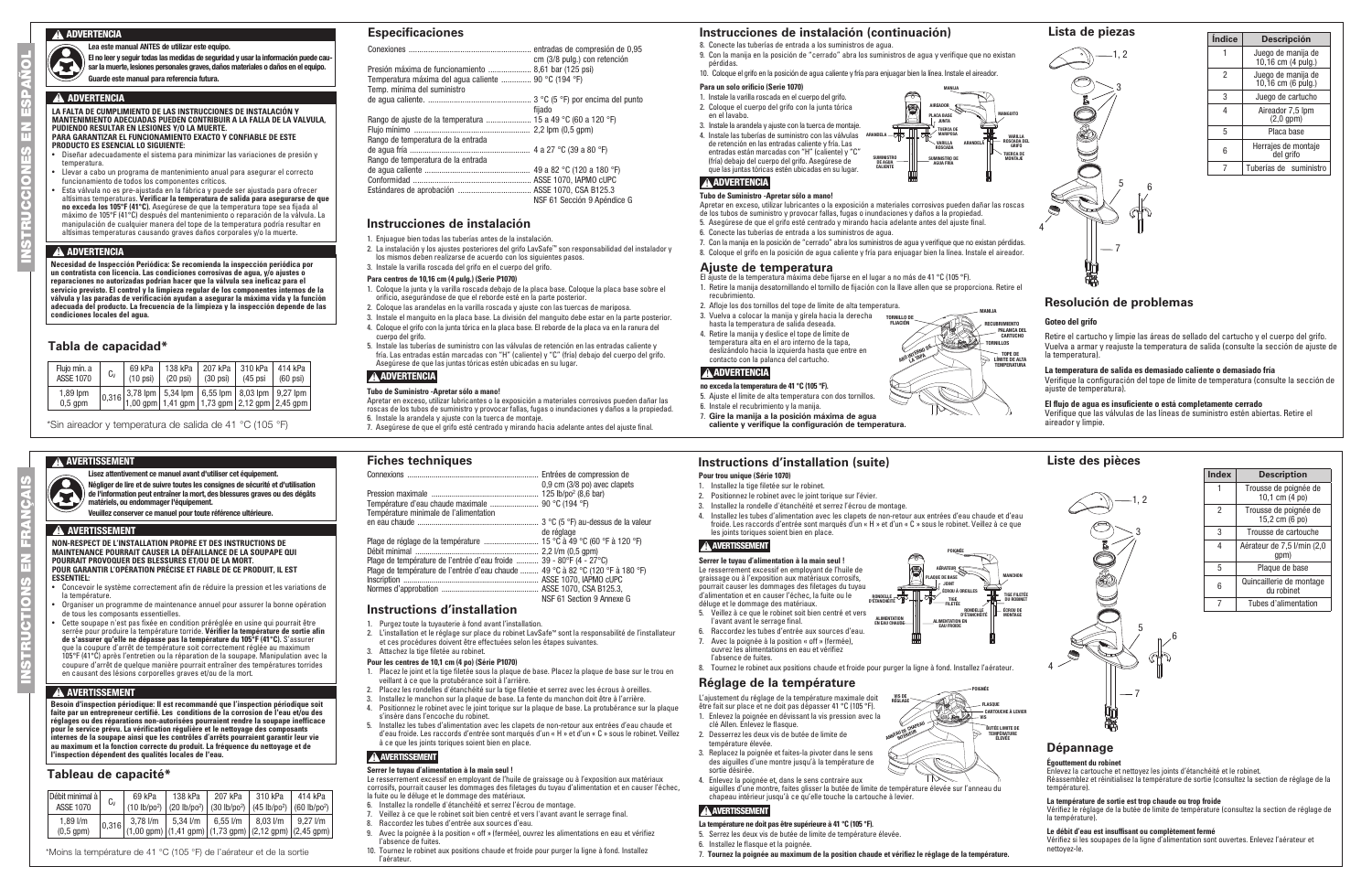# INSTRUCCIONES EN ESPAÑOL

## ⚠ ADVERTENCIA

**Lea este manual ANTES de utilizar este equipo.**

**El no leer y seguir todas las medidas de seguridad y usar la información puede causar la muerte, lesiones personales graves, daños materiales o daños en el equipo.**

**Guarde este manual para referencia futura.**

## ⚠ ADVERTENCIA

**LA FALTA DE CUMPLIMIENTO DE LAS INSTRUCCIONES DE INSTALACIÓN Y MANTENIMIENTO ADECUADAS PUEDEN CONTRIBUIR A LA FALLA DE LA VALVULA, PUDIENDO RESULTAR EN LESIONES Y/O LA MUERTE.**
**PARA GARANTIZAR EL FUNCIONAMIENTO EXACTO Y CONFIABLE DE ESTE PRODUCTO ES ESENCIAL LO SIGUIENTE:**

- Diseñar adecuadamente el sistema para minimizar las variaciones de presión y temperatura.
- Llevar a cabo un programa de mantenimiento anual para asegurar el correcto funcionamiento de todos los componentes críticos.
- Esta válvula no es pre-ajustada en la fábrica y puede ser ajustada para ofrecer altísimas temperaturas. **Verificar la temperatura de salida para asegurarse de que no exceda los 105°F (41°C).** Asegúrese de que la temperatura tope sea fijada al máximo de 105°F (41°C) después del mantenimiento o reparación de la válvula. La manipulación de cualquier manera del tope de la temperatura podría resultar en altísimas temperaturas causando graves daños corporales y/o la muerte.

## ⚠ ADVERTENCIA

**Necesidad de Inspección Periódica: Se recomienda la inspección periódica por un contratista con licencia. Las condiciones corrosivas de agua, y/o ajustes o reparaciones no autorizadas podrían hacer que la válvula sea ineficaz para el servicio previsto. El control y la limpieza regular de los componentes internos de la válvula y las paradas de verificación ayudan a asegurar la máxima vida y la función adecuada del producto. La frecuencia de la limpieza y la inspección depende de las condiciones locales del agua.**

## Tabla de capacidad*

| Flujo mín. a ASSE 1070 | $C_v$ | 69 kPa (10 psi) | 138 kPa (20 psi) | 207 kPa (30 psi) | 310 kPa (45 psi) | 414 kPa (60 psi) |
|---|---|---|---|---|---|---|
| 1,89 lpm 0,5 gpm | 0,316 | 3,78 lpm 1,00 gpm | 5,34 lpm 1,41 gpm | 6,55 lpm 1,73 gpm | 8,03 lpm 2,12 gpm | 9,27 lpm 2,45 gpm |

*Sin aireador y temperatura de salida de 41 °C (105 °F)

## Especificaciones

| | |
|---|---|
| Conexiones | entradas de compresión de 0,95 cm (3/8 pulg.) con retención |
| Presión máxima de funcionamiento | 8,61 bar (125 psi) |
| Temperatura máxima del agua caliente | 90 °C (194 °F) |
| Temp. mínima del suministro de agua caliente | 3 °C (5 °F) por encima del punto fijado |
| Rango de ajuste de la temperatura | 15 a 49 °C (60 a 120 °F) |
| Flujo mínimo | 2,2 lpm (0,5 gpm) |
| Rango de temperatura de la entrada de agua fría | 4 a 27 °C (39 a 80 °F) |
| Rango de temperatura de la entrada de agua caliente | 49 a 82 °C (120 a 180 °F) |
| Conformidad | ASSE 1070, IAPMO cUPC |
| Estándares de aprobación | ASSE 1070, CSA B125.3 NSF 61 Sección 9 Apéndice G |

## Instrucciones de instalación

1. Enjuague bien todas las tuberías antes de la instalación.
2. La instalación y los ajustes posteriores del grifo LavSafe™ son responsabilidad del instalador y los mismos deben realizarse de acuerdo con los siguientes pasos.
3. Instale la varilla roscada del grifo en el cuerpo del grifo.

**Para centros de 10,16 cm (4 pulg.) (Serie P1070)**

1. Coloque la junta y la varilla roscada debajo de la placa base. Coloque la placa base sobre el orificio, asegurándose de que el reborde esté en la parte posterior.
2. Coloque las arandelas en la varilla roscada y ajuste con las tuercas de mariposa.
3. Instale el manguito en la placa base. La división del manguito debe estar en la parte posterior.
4. Coloque el grifo con la junta tórica en la placa base. El reborde de la placa va en la ranura del cuerpo del grifo.
5. Instale las tuberías de suministro con las válvulas de retención en las entradas caliente y fría. Las entradas están marcadas con "H" (caliente) y "C" (fría) debajo del cuerpo del grifo. Asegúrese de que las juntas tóricas estén ubicadas en su lugar.

## ⚠ ADVERTENCIA

**Tubo de Suministro -Apretar sólo a mano!**

Apretar en exceso, utilizar lubricantes o la exposición a materiales corrosivos pueden dañar las roscas de los tubos de suministro y provocar fallas, fugas o inundaciones y daños a la propiedad.

6. Instale la arandela y ajuste con la tuerca de montaje.
7. Asegúrese de que el grifo esté centrado y mirando hacia adelante antes del ajuste final.

## Instrucciones de instalación (continuación)

8. Conecte las tuberías de entrada a los suministros de agua.
9. Con la manija en la posición de "cerrado" abra los suministros de agua y verifique que no existan pérdidas.
10. Coloque el grifo en la posición de agua caliente y fría para enjuagar bien la línea. Instale el aireador.

**Para un solo orificio (Serie 1070)**

1. Instale la varilla roscada en el cuerpo del grifo.
2. Coloque el cuerpo del grifo con la junta tórica en el lavabo.
3. Instale la arandela y ajuste con la tuerca de montaje.
4. Instale las tuberías de suministro con las válvulas de retención en las entradas caliente y fría. Las entradas están marcadas con "H" (caliente) y "C" (fría) debajo del cuerpo del grifo. Asegúrese de que las juntas tóricas estén ubicadas en su lugar.

MANIJA
AIREADOR
PLACA BASE
JUNTA
TUERCA DE MARIPOSA
ARANDELA
VARILLA ROSCADA
ARANDELA
MANGUITO
VARILLA ROSCADA DEL GRIFO
TUERCA DE MONTAJE
SUMINISTRO DE AGUA CALIENTE
SUMINISTRO DE AGUA FRÍA

## ⚠ ADVERTENCIA

**Tubo de Suministro -Apretar sólo a mano!**

Apretar en exceso, utilizar lubricantes o la exposición a materiales corrosivos pueden dañar las roscas de los tubos de suministro y provocar fallas, fugas o inundaciones y daños a la propiedad.

5. Asegúrese de que el grifo esté centrado y mirando hacia adelante antes del ajuste final.
6. Conecte las tuberías de entrada a los suministros de agua.
7. Con la manija en la posición de "cerrado" abra los suministros de agua y verifique que no existan pérdidas.
8. Coloque el grifo en la posición de agua caliente y fría para enjuagar bien la línea. Instale el aireador.

## Ajuste de temperatura

El ajuste de la temperatura máxima debe fijarse en el lugar a no más de 41 °C (105 °F).

1. Retire la manija desatornillando el tornillo de fijación con la llave allen que se proporciona. Retire el recubrimiento.
2. Afloje los dos tornillos del tope de límite de alta temperatura.
3. Vuelva a colocar la manija y gírela hacia la derecha hasta la temperatura de salida deseada.
4. Retire la manija y deslice el tope de límite de temperatura alta en el aro interno de la tapa, deslizándolo hacia la izquierda hasta que entre en contacto con la palanca del cartucho.

MANIJA
TORNILLO DE FIJACIÓN
RECUBRIMIENTO
PALANCA DEL CARTUCHO
TORNILLOS
ARO INTERNO DE LA TAPA
TOPE DE LÍMITE DE ALTA TEMPERATURA

## ⚠ ADVERTENCIA

**no exceda la temperatura de 41 °C (105 °F).**

5. Ajuste el límite de alta temperatura con los dos tornillos.
6. Instale el recubrimiento y la manija.
7. **Gire la manija a la posición máxima de agua caliente y verifique la configuración de temperatura.**

## Lista de piezas

| Índice | Descripción |
|---|---|
| 1 | Juego de manija de 10,16 cm (4 pulg.) |
| 2 | Juego de manija de 10,16 cm (6 pulg.) |
| 3 | Juego de cartucho |
| 4 | Aireador 7,5 lpm (2,0 gpm) |
| 5 | Placa base |
| 6 | Herrajes de montaje del grifo |
| 7 | Tuberías de suministro |

1, 2
3
4
5
6
7

## Resolución de problemas

**Goteo del grifo**

Retire el cartucho y limpie las áreas de sellado del cartucho y el cuerpo del grifo. Vuelva a armar y reajuste la temperatura de salida (consulte la sección de ajuste de la temperatura).

**La temperatura de salida es demasiado caliente o demasiado fría**

Verifique la configuración del tope de límite de temperatura (consulte la sección de ajuste de temperatura).

**El flujo de agua es insuficiente o está completamente cerrado**

Verifique que las válvulas de las líneas de suministro estén abiertas. Retire el aireador y limpie.

# INSTRUCTIONS EN FRANÇAIS

## ⚠ AVERTISSEMENT

**Lisez attentivement ce manuel avant d'utiliser cet équipement.**

**Négliger de lire et de suivre toutes les consignes de sécurité et d'utilisation de l'information peut entraîner la mort, des blessures graves ou des dégâts matériels, ou endommager l'équipement.**

**Veuillez conserver ce manuel pour toute référence ultérieure.**

## ⚠ AVERTISSEMENT

**NON-RESPECT DE L'INSTALLATION PROPRE ET DES INSTRUCTIONS DE MAINTENANCE POURRAIT CAUSER LA DÉFAILLANCE DE LA SOUPAPE QUI POURRAIT PROVOQUER DES BLESSURES ET/OU DE LA MORT.**
**POUR GARANTIR L'OPÉRATION PRÉCISE ET FIABLE DE CE PRODUIT, IL EST ESSENTIEL:**

- Concevoir le système correctement afin de réduire la pression et les variations de la température.
- Organiser un programme de maintenance annuel pour assurer la bonne opération de tous les composants essentielles.
- Cette soupape n'est pas fixée en condition préréglée en usine qui pourrait être serrée pour produire la température torride. **Vérifier la température de sortie afin de s'assurer qu'elle ne dépasse pas la température du 105°F (41°C).** S'assurer que la coupure d'arrêt de température soit correctement réglée au maximum 105°F (41°C) après l'entretien ou la réparation de la soupape. Manipulation avec la coupure d'arrêt de température pourrait entraîner des températures torrides en causant des lésions corporelles graves et/ou de la mort.

## ⚠ AVERTISSEMENT

**Besoin d'inspection périodique: Il est recommandé que l'inspection périodique soit faite par un entrepreneur certifié. Les conditions de la corrosion de l'eau et/ou des réglages ou des réparations non-autorisées pourraient rendre la soupape inefficace pour le service prévu. La vérification régulière et le nettoyage des composants internes de la soupape ainsi que les contrôles d'arrêts pourraient garantir leur vie au maximum et la fonction correcte du produit. La fréquence du nettoyage et de l'inspection dépendent des qualités locales de l'eau.**

## Tableau de capacité*

| Débit minimal à ASSE 1070 | $C_v$ | 69 kPa (10 lb/po²) | 138 kPa (20 lb/po²) | 207 kPa (30 lb/po²) | 310 kPa (45 lb/po²) | 414 kPa (60 lb/po²) |
|---|---|---|---|---|---|---|
| 1,89 l/m (0,5 gpm) | 0,316 | 3,78 l/m (1,00 gpm) | 5,34 l/m (1,41 gpm) | 6,55 l/m (1,73 gpm) | 8,03 l/m (2,12 gpm) | 9,27 l/m (2,45 gpm) |

*Moins la température de 41 °C (105 °F) de l'aérateur et de la sortie

## Fiches techniques

| | |
|---|---|
| Connexions | Entrées de compression de 0,9 cm (3/8 po) avec clapets |
| Pression maximale | 125 lb/po² (8,6 bar) |
| Température d'eau chaude maximale | 90 °C (194 °F) |
| Température minimale de l'alimentation en eau chaude | 3 °C (5 °F) au-dessus de la valeur de réglage |
| Plage de réglage de la température | 15 °C à 49 °C (60 °F à 120 °F) |
| Débit minimal | 2,2 l/m (0,5 gpm) |
| Plage de température de l'entrée d'eau froide | 39 - 80°F (4 - 27°C) |
| Plage de température de l'entrée d'eau chaude | 49 °C à 82 °C (120 °F à 180 °F) |
| Inscription | ASSE 1070, IAPMO cUPC |
| Normes d'approbation | ASSE 1070, CSA B125.3, NSF 61 Section 9 Annexe G |

## Instructions d'installation

1. Purgez toute la tuyauterie à fond avant l'installation.
2. L'installation et le réglage sur place du robinet LavSafe™ sont la responsabilité de l'installateur et ces procédures doivent être effectuées selon les étapes suivantes.
3. Attachez la tige filetée au robinet.

**Pour les centres de 10,1 cm (4 po) (Série P1070)**

1. Placez le joint et la tige filetée sous la plaque de base. Placez la plaque de base sur le trou en veillant à ce que la protubérance soit à l'arrière.
2. Placez les rondelles d'étanchéité sur la tige filetée et serrez avec les écrous à oreilles.
3. Installez le manchon sur la plaque de base. La fente du manchon doit être à l'arrière.
4. Positionnez le robinet avec le joint torique sur la plaque de base. La protubérance sur la plaque s'insère dans l'encoche du robinet.
5. Installez les tubes d'alimentation avec les clapets de non-retour aux entrées d'eau chaude et d'eau froide. Les raccords d'entrée sont marqués d'un « H » et d'un « C » sous le robinet. Veillez à ce que les joints toriques soient bien en place.

## ⚠ AVERTISSEMENT

**Serrer le tuyau d'alimentation à la main seul !**

Le resserrement excessif en employant de l'huile de graissage ou à l'exposition aux matériaux corrosifs, pourrait causer les dommages des filetages du tuyau d'alimentation et en causer l'échec, la fuite ou le déluge et le dommage des matériaux.

6. Installez la rondelle d'étanchéité et serrez l'écrou de montage.
7. Veillez à ce que le robinet soit bien centré et vers l'avant avant le serrage final.
8. Raccordez les tubes d'entrée aux sources d'eau.
9. Avec la poignée à la position « off » (fermée), ouvrez les alimentations en eau et vérifiez l'absence de fuites.
10. Tournez le robinet aux positions chaude et froide pour purger la ligne à fond. Installez l'aérateur.

## Instructions d'installation (suite)

**Pour trou unique (Série 1070)**

1. Installez la tige filetée sur le robinet.
2. Positionnez le robinet avec le joint torique sur l'évier.
3. Installez la rondelle d'étanchéité et serrez l'écrou de montage.
4. Installez les tubes d'alimentation avec les clapets de non-retour aux entrées d'eau chaude et d'eau froide. Les raccords d'entrée sont marqués d'un « H » et d'un « C » sous le robinet. Veillez à ce que les joints toriques soient bien en place.

## ⚠ AVERTISSEMENT

**Serrer le tuyau d'alimentation à la main seul !**

Le resserrement excessif en employant de l'huile de graissage ou à l'exposition aux matériaux corrosifs, pourrait causer les dommages des filetages du tuyau d'alimentation et en causer l'échec, la fuite ou le déluge et le dommage des matériaux.

5. Veillez à ce que le robinet soit bien centré et vers l'avant avant le serrage final.
6. Raccordez les tubes d'entrée aux sources d'eau.
7. Avec la poignée à la position « off » (fermée), ouvrez les alimentations en eau et vérifiez l'absence de fuites.
8. Tournez le robinet aux positions chaude et froide pour purger la ligne à fond. Installez l'aérateur.

POIGNÉE
AÉRATEUR
PLAQUE DE BASE
JOINT
ÉCROU À OREILLES
MANCHON
RONDELLE D'ÉTANCHÉITÉ
TIGE FILETÉE
RONDELLE D'ÉTANCHÉITÉ
TIGE FILETÉE DU ROBINET
ÉCROU DE MONTAGE
ALIMENTATION EN EAU CHAUDE
ALIMENTATION EN EAU FROIDE

## Réglage de la température

L'ajustement du réglage de la température maximale doit être fait sur place et ne doit pas dépasser 41 °C (105 °F).

1. Enlevez la poignée en dévissant la vis pression avec la clé Allen. Enlevez le flasque.
2. Desserrez les deux vis de butée de limite de température élevée.
3. Replacez la poignée et faites-la pivoter dans le sens des aiguilles d'une montre jusqu'à la température de sortie désirée.
4. Enlevez la poignée et, dans le sens contraire aux aiguilles d'une montre, faites glisser la butée de limite de température élevée sur l'anneau du chapeau intérieur jusqu'à ce qu'elle touche la cartouche à levier.

POIGNÉE
VIS DE RÉGLAGE
FLASQUE
CARTOUCHE À LEVIER
VIS
ANNEAU DU CHAPEAU INTÉRIEUR
BUTÉE LIMITE DE TEMPÉRATURE ÉLEVÉE

## ⚠ AVERTISSEMENT

**La température ne doit pas être supérieure à 41 °C (105 °F).**

5. Serrez les deux vis de butée de limite de température élevée.
6. Installez le flasque et la poignée.
7. **Tournez la poignée au maximum de la position chaude et vérifiez le réglage de la température.**

## Liste des pièces

| Index | Description |
|---|---|
| 1 | Trousse de poignée de 10,1 cm (4 po) |
| 2 | Trousse de poignée de 15,2 cm (6 po) |
| 3 | Trousse de cartouche |
| 4 | Aérateur de 7,5 l/min (2,0 gpm) |
| 5 | Plaque de base |
| 6 | Quincaillerie de montage du robinet |
| 7 | Tubes d'alimentation |

1, 2
3
4
5
6
7

## Dépannage

**Égouttement du robinet**

Enlevez la cartouche et nettoyez les joints d'étanchéité et le robinet. Réassemblez et réinitialisez la température de sortie (consultez la section de réglage de la température).

**La température de sortie est trop chaude ou trop froide**

Vérifiez le réglage de la butée de limite de température (consultez la section de réglage de la température).

**Le débit d'eau est insuffisant ou complètement fermé**

Vérifiez si les soupapes de la ligne d'alimentation sont ouvertes. Enlevez l'aérateur et nettoyez-le.